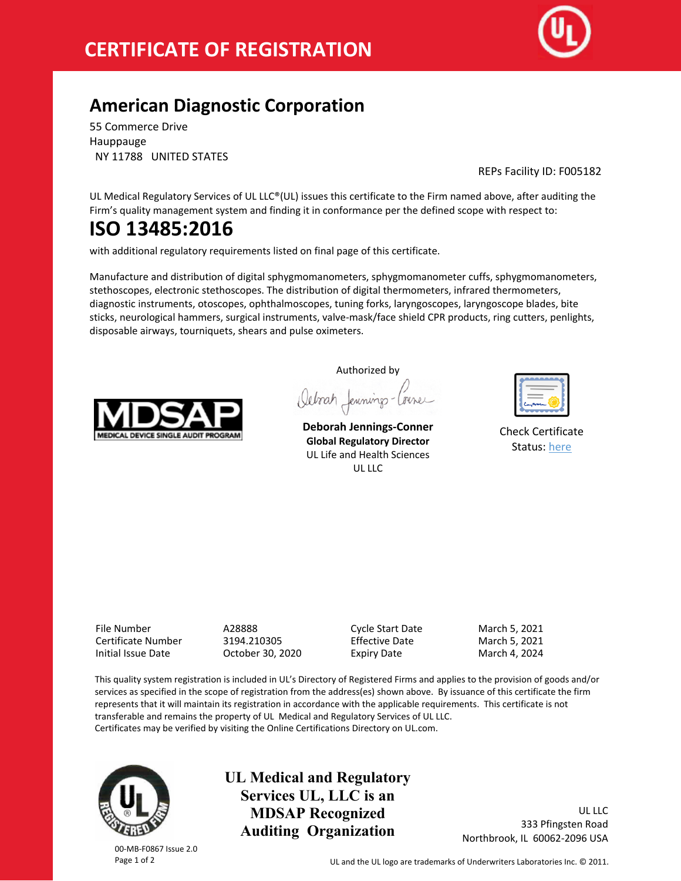# CERTIFICATE OF REGISTRATION

## American Diagnostic Corporation

55 Commerce Drive
Hauppauge
NY 11788 UNITED STATES

REPs Facility ID: F005182

UL Medical Regulatory Services of UL LLC®(UL) issues this certificate to the Firm named above, after auditing the Firm's quality management system and finding it in conformance per the defined scope with respect to:

# ISO 13485:2016

with additional regulatory requirements listed on final page of this certificate.

Manufacture and distribution of digital sphygmomanometers, sphygmomanometer cuffs, sphygmomanometers, stethoscopes, electronic stethoscopes. The distribution of digital thermometers, infrared thermometers, diagnostic instruments, otoscopes, ophthalmoscopes, tuning forks, laryngoscopes, laryngoscope blades, bite sticks, neurological hammers, surgical instruments, valve-mask/face shield CPR products, ring cutters, penlights, disposable airways, tourniquets, shears and pulse oximeters.

MDSAP
MEDICAL DEVICE SINGLE AUDIT PROGRAM

Authorized by

**Deborah Jennings-Conner**
**Global Regulatory Director**
UL Life and Health Sciences
UL LLC

Check Certificate Status: here

| | | | |
|---|---|---|---|
| File Number | A28888 | Cycle Start Date | March 5, 2021 |
| Certificate Number | 3194.210305 | Effective Date | March 5, 2021 |
| Initial Issue Date | October 30, 2020 | Expiry Date | March 4, 2024 |

This quality system registration is included in UL's Directory of Registered Firms and applies to the provision of goods and/or services as specified in the scope of registration from the address(es) shown above. By issuance of this certificate the firm represents that it will maintain its registration in accordance with the applicable requirements. This certificate is not transferable and remains the property of UL Medical and Regulatory Services of UL LLC.
Certificates may be verified by visiting the Online Certifications Directory on UL.com.

**UL Medical and Regulatory Services UL, LLC is an MDSAP Recognized Auditing Organization**

UL LLC
333 Pfingsten Road
Northbrook, IL 60062-2096 USA

00-MB-F0867 Issue 2.0

UL and the UL logo are trademarks of Underwriters Laboratories Inc. © 2011.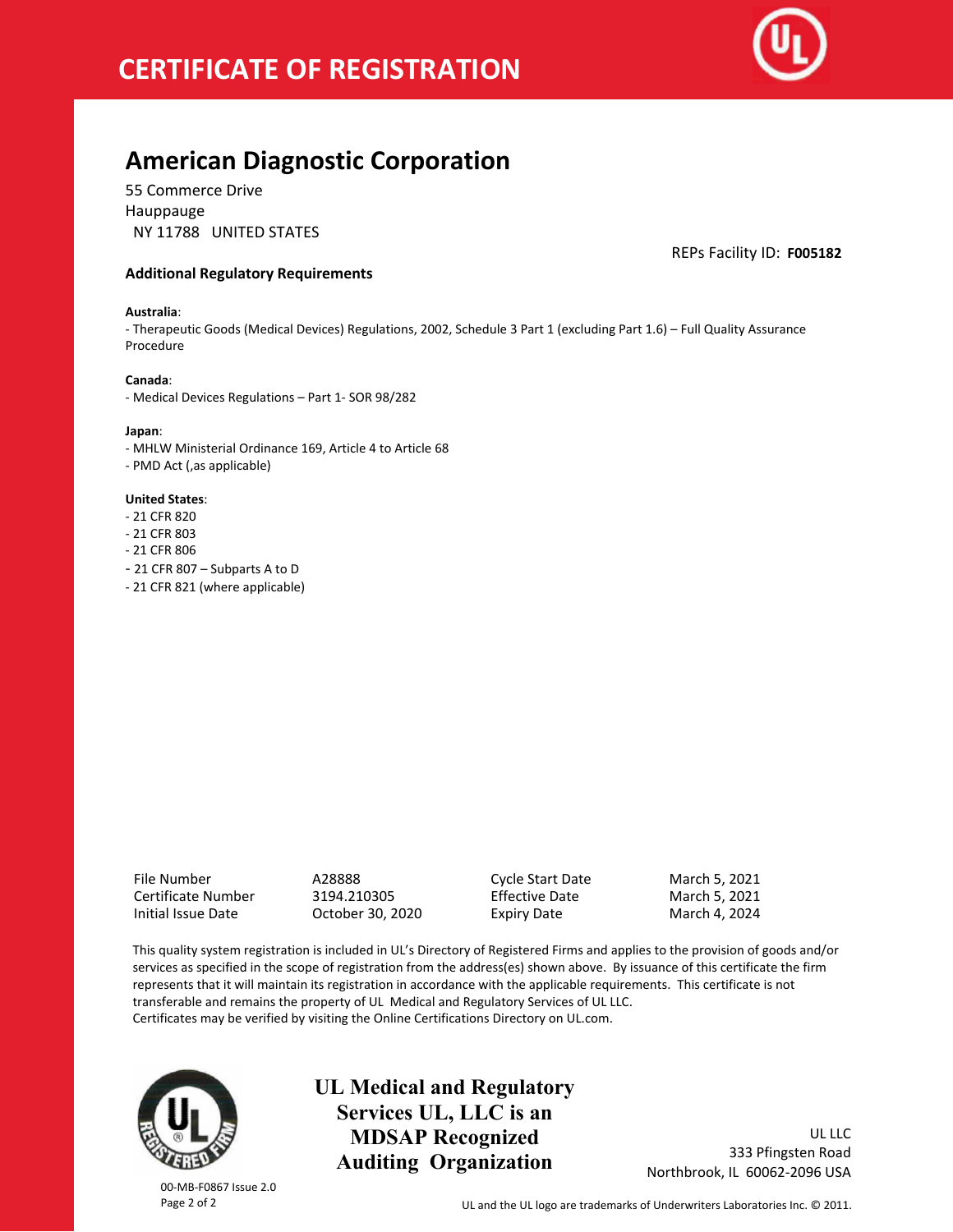# CERTIFICATE OF REGISTRATION

## American Diagnostic Corporation

55 Commerce Drive
Hauppauge
NY 11788 UNITED STATES

REPs Facility ID: **F005182**

**Additional Regulatory Requirements**

**Australia**:
- Therapeutic Goods (Medical Devices) Regulations, 2002, Schedule 3 Part 1 (excluding Part 1.6) – Full Quality Assurance Procedure

**Canada**:
- Medical Devices Regulations – Part 1- SOR 98/282

**Japan**:
- MHLW Ministerial Ordinance 169, Article 4 to Article 68
- PMD Act (,as applicable)

**United States**:
- 21 CFR 820
- 21 CFR 803
- 21 CFR 806
- 21 CFR 807 – Subparts A to D
- 21 CFR 821 (where applicable)

| | | | |
|---|---|---|---|
| File Number | A28888 | Cycle Start Date | March 5, 2021 |
| Certificate Number | 3194.210305 | Effective Date | March 5, 2021 |
| Initial Issue Date | October 30, 2020 | Expiry Date | March 4, 2024 |

This quality system registration is included in UL's Directory of Registered Firms and applies to the provision of goods and/or services as specified in the scope of registration from the address(es) shown above. By issuance of this certificate the firm represents that it will maintain its registration in accordance with the applicable requirements. This certificate is not transferable and remains the property of UL Medical and Regulatory Services of UL LLC.
Certificates may be verified by visiting the Online Certifications Directory on UL.com.

**UL Medical and Regulatory Services UL, LLC is an MDSAP Recognized Auditing Organization**

UL LLC
333 Pfingsten Road
Northbrook, IL 60062-2096 USA

00-MB-F0867 Issue 2.0

UL and the UL logo are trademarks of Underwriters Laboratories Inc. © 2011.